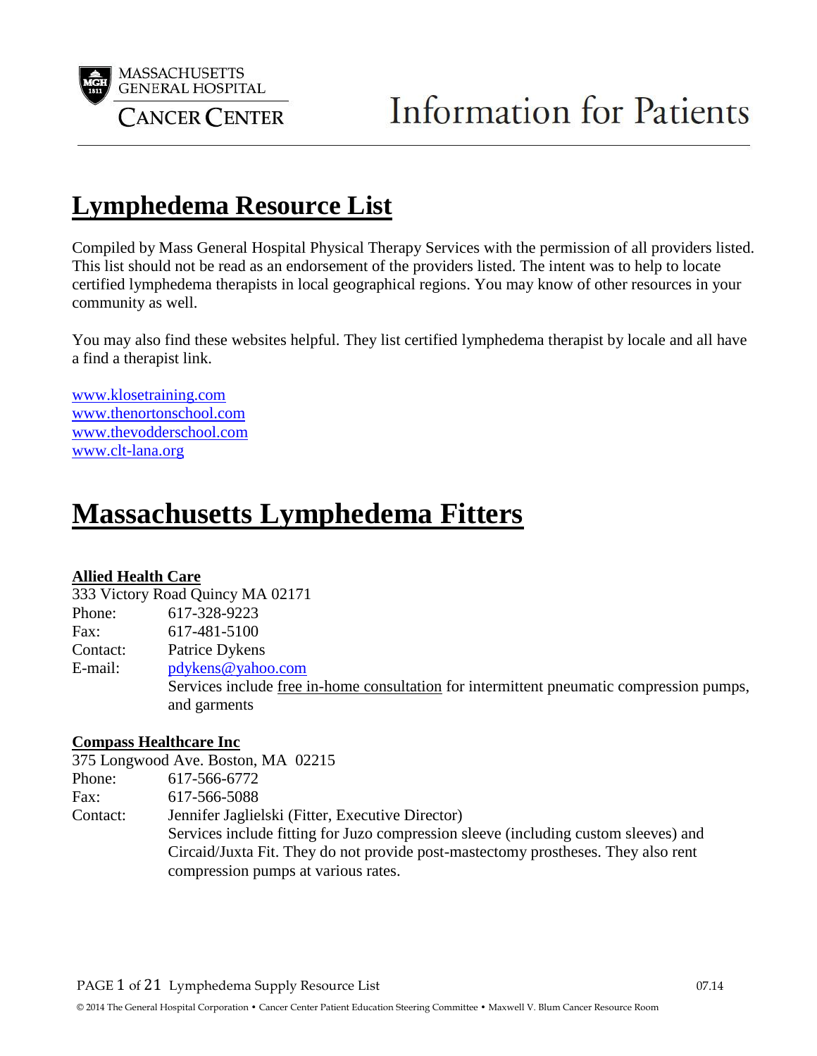MASSACHUSETTS GENERAL HOSPITAL
CANCER CENTER

# Information for Patients

## Lymphedema Resource List

Compiled by Mass General Hospital Physical Therapy Services with the permission of all providers listed. This list should not be read as an endorsement of the providers listed. The intent was to help to locate certified lymphedema therapists in local geographical regions. You may know of other resources in your community as well.

You may also find these websites helpful. They list certified lymphedema therapist by locale and all have a find a therapist link.

www.klosetraining.com
www.thenortonschool.com
www.thevodderschool.com
www.clt-lana.org

## Massachusetts Lymphedema Fitters

**Allied Health Care**
333 Victory Road Quincy MA 02171
Phone: 617-328-9223
Fax: 617-481-5100
Contact: Patrice Dykens
E-mail: pdykens@yahoo.com
Services include free in-home consultation for intermittent pneumatic compression pumps, and garments

**Compass Healthcare Inc**
375 Longwood Ave. Boston, MA 02215
Phone: 617-566-6772
Fax: 617-566-5088
Contact: Jennifer Jaglielski (Fitter, Executive Director)
Services include fitting for Juzo compression sleeve (including custom sleeves) and Circaid/Juxta Fit. They do not provide post-mastectomy prostheses. They also rent compression pumps at various rates.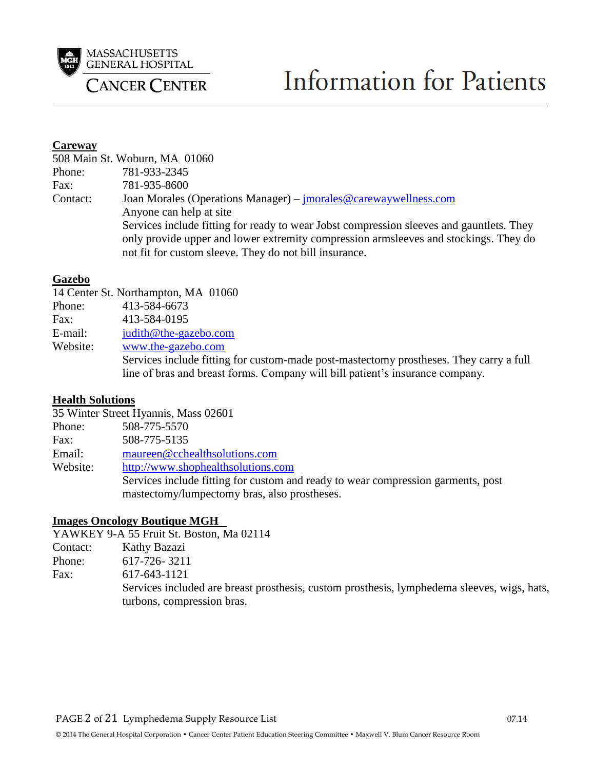**Careway**

508 Main St. Woburn, MA 01060

Phone: 781-933-2345

Fax: 781-935-8600

Contact: Joan Morales (Operations Manager) – jmorales@carewaywellness.com

Anyone can help at site

Services include fitting for ready to wear Jobst compression sleeves and gauntlets. They only provide upper and lower extremity compression armsleeves and stockings. They do not fit for custom sleeve. They do not bill insurance.

**Gazebo**

14 Center St. Northampton, MA 01060

Phone: 413-584-6673

Fax: 413-584-0195

E-mail: judith@the-gazebo.com

Website: www.the-gazebo.com

Services include fitting for custom-made post-mastectomy prostheses. They carry a full line of bras and breast forms. Company will bill patient's insurance company.

**Health Solutions**

35 Winter Street Hyannis, Mass 02601

Phone: 508-775-5570

Fax: 508-775-5135

Email: maureen@cchealthsolutions.com

Website: http://www.shophealthsolutions.com

Services include fitting for custom and ready to wear compression garments, post mastectomy/lumpectomy bras, also prostheses.

**Images Oncology Boutique MGH**

YAWKEY 9-A 55 Fruit St. Boston, Ma 02114

Contact: Kathy Bazazi

Phone: 617-726- 3211

Fax: 617-643-1121

Services included are breast prosthesis, custom prosthesis, lymphedema sleeves, wigs, hats, turbons, compression bras.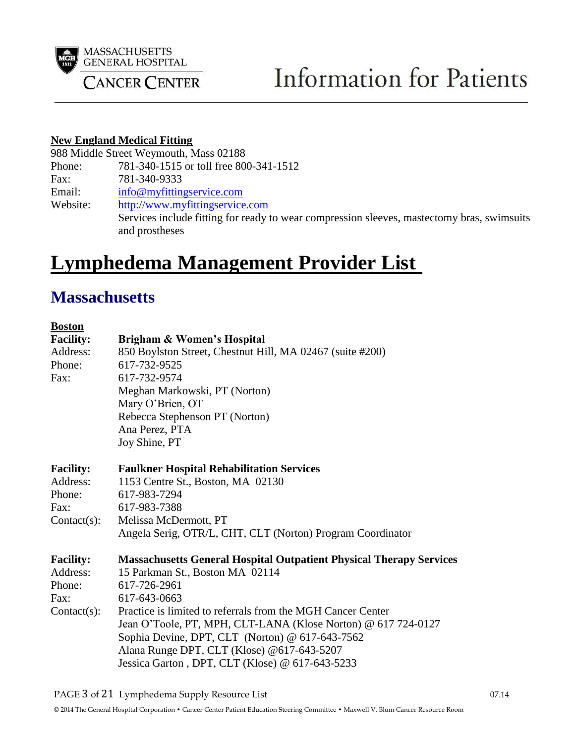**New England Medical Fitting**

988 Middle Street Weymouth, Mass 02188

Phone: 781-340-1515 or toll free 800-341-1512

Fax: 781-340-9333

Email: info@myfittingservice.com

Website: http://www.myfittingservice.com

Services include fitting for ready to wear compression sleeves, mastectomy bras, swimsuits and prostheses

# Lymphedema Management Provider List

## Massachusetts

**Boston**

**Facility: Brigham & Women's Hospital**

Address: 850 Boylston Street, Chestnut Hill, MA 02467 (suite #200)

Phone: 617-732-9525

Fax: 617-732-9574

Meghan Markowski, PT (Norton)
Mary O'Brien, OT
Rebecca Stephenson PT (Norton)
Ana Perez, PTA
Joy Shine, PT

**Facility: Faulkner Hospital Rehabilitation Services**

Address: 1153 Centre St., Boston, MA 02130

Phone: 617-983-7294

Fax: 617-983-7388

Contact(s): Melissa McDermott, PT
Angela Serig, OTR/L, CHT, CLT (Norton) Program Coordinator

**Facility: Massachusetts General Hospital Outpatient Physical Therapy Services**

Address: 15 Parkman St., Boston MA 02114

Phone: 617-726-2961

Fax: 617-643-0663

Contact(s): Practice is limited to referrals from the MGH Cancer Center
Jean O'Toole, PT, MPH, CLT-LANA (Klose Norton) @ 617 724-0127
Sophia Devine, DPT, CLT (Norton) @ 617-643-7562
Alana Runge DPT, CLT (Klose) @617-643-5207
Jessica Garton , DPT, CLT (Klose) @ 617-643-5233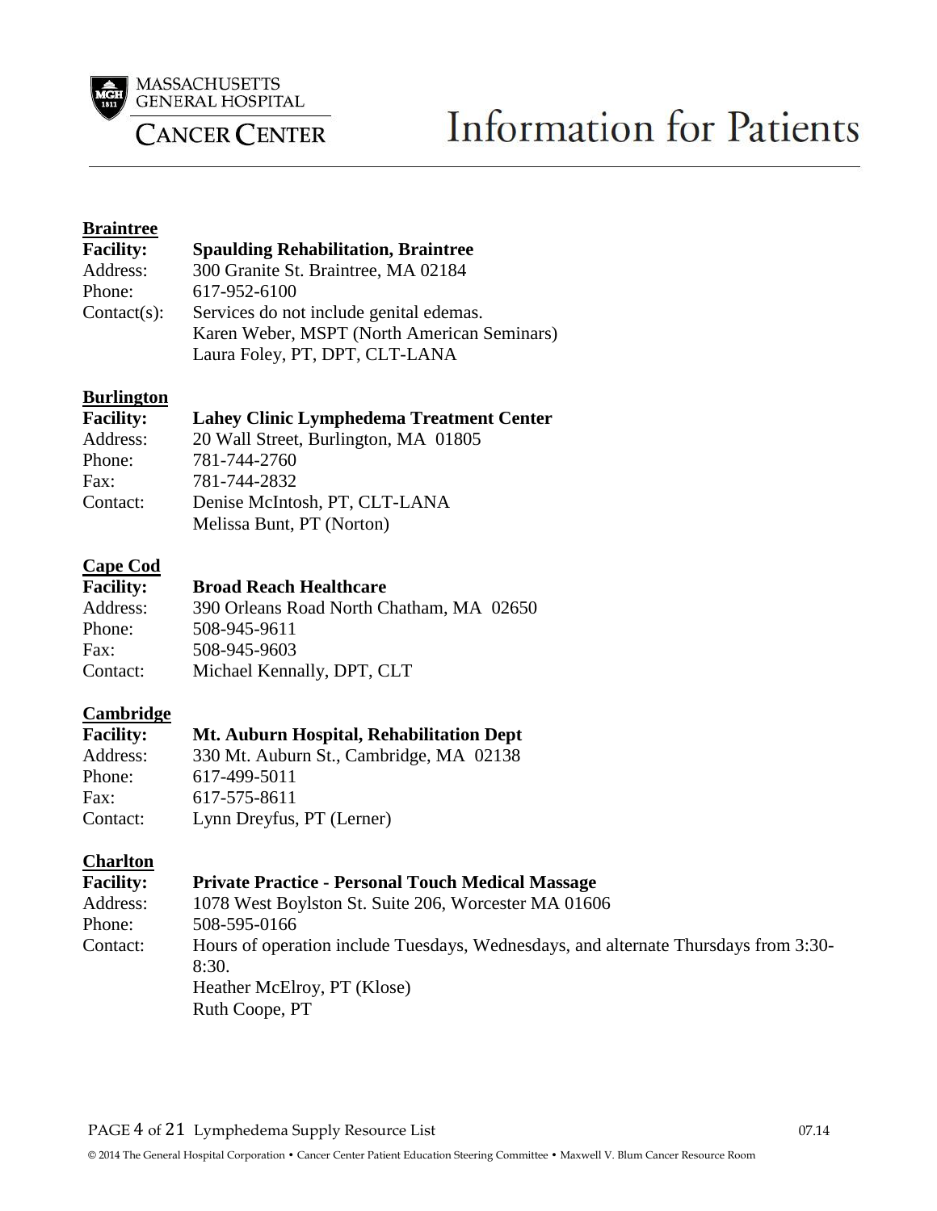**Braintree**

**Facility:** **Spaulding Rehabilitation, Braintree**
Address: 300 Granite St. Braintree, MA 02184
Phone: 617-952-6100
Contact(s): Services do not include genital edemas.
Karen Weber, MSPT (North American Seminars)
Laura Foley, PT, DPT, CLT-LANA

**Burlington**

**Facility:** **Lahey Clinic Lymphedema Treatment Center**
Address: 20 Wall Street, Burlington, MA 01805
Phone: 781-744-2760
Fax: 781-744-2832
Contact: Denise McIntosh, PT, CLT-LANA
Melissa Bunt, PT (Norton)

**Cape Cod**

**Facility:** **Broad Reach Healthcare**
Address: 390 Orleans Road North Chatham, MA 02650
Phone: 508-945-9611
Fax: 508-945-9603
Contact: Michael Kennally, DPT, CLT

**Cambridge**

**Facility:** **Mt. Auburn Hospital, Rehabilitation Dept**
Address: 330 Mt. Auburn St., Cambridge, MA 02138
Phone: 617-499-5011
Fax: 617-575-8611
Contact: Lynn Dreyfus, PT (Lerner)

**Charlton**

**Facility:** **Private Practice - Personal Touch Medical Massage**
Address: 1078 West Boylston St. Suite 206, Worcester MA 01606
Phone: 508-595-0166
Contact: Hours of operation include Tuesdays, Wednesdays, and alternate Thursdays from 3:30-8:30.
Heather McElroy, PT (Klose)
Ruth Coope, PT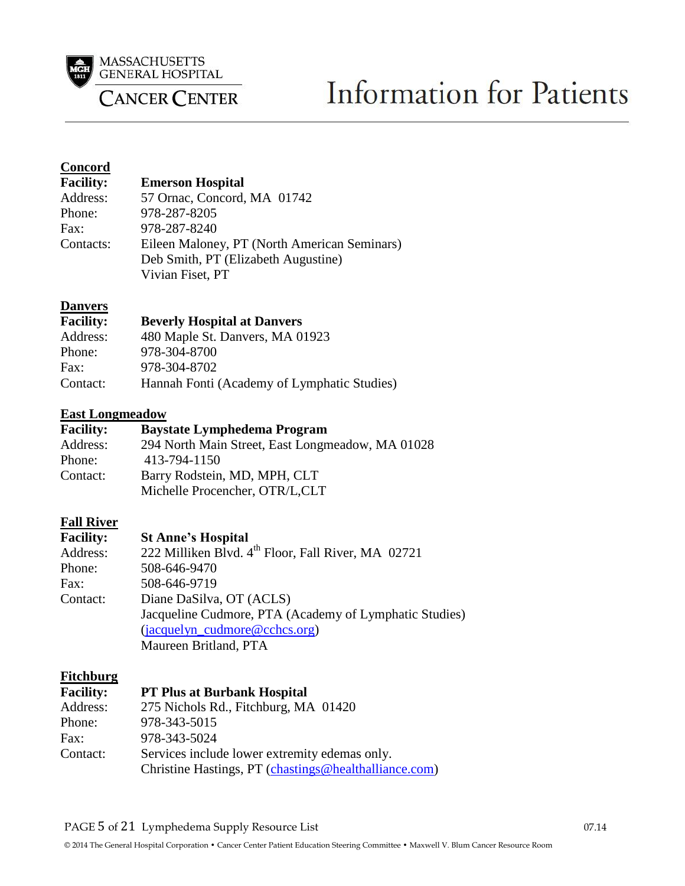**Concord**

| | |
|---|---|
| **Facility:** | **Emerson Hospital** |
| Address: | 57 Ornac, Concord, MA 01742 |
| Phone: | 978-287-8205 |
| Fax: | 978-287-8240 |
| Contacts: | Eileen Maloney, PT (North American Seminars) |
| | Deb Smith, PT (Elizabeth Augustine) |
| | Vivian Fiset, PT |

**Danvers**

| | |
|---|---|
| **Facility:** | **Beverly Hospital at Danvers** |
| Address: | 480 Maple St. Danvers, MA 01923 |
| Phone: | 978-304-8700 |
| Fax: | 978-304-8702 |
| Contact: | Hannah Fonti (Academy of Lymphatic Studies) |

**East Longmeadow**

| | |
|---|---|
| **Facility:** | **Baystate Lymphedema Program** |
| Address: | 294 North Main Street, East Longmeadow, MA 01028 |
| Phone: | 413-794-1150 |
| Contact: | Barry Rodstein, MD, MPH, CLT |
| | Michelle Procencher, OTR/L,CLT |

**Fall River**

| | |
|---|---|
| **Facility:** | **St Anne's Hospital** |
| Address: | 222 Milliken Blvd. 4th Floor, Fall River, MA 02721 |
| Phone: | 508-646-9470 |
| Fax: | 508-646-9719 |
| Contact: | Diane DaSilva, OT (ACLS) |
| | Jacqueline Cudmore, PTA (Academy of Lymphatic Studies) |
| | (jacquelyn_cudmore@cchcs.org) |
| | Maureen Britland, PTA |

**Fitchburg**

| | |
|---|---|
| **Facility:** | **PT Plus at Burbank Hospital** |
| Address: | 275 Nichols Rd., Fitchburg, MA 01420 |
| Phone: | 978-343-5015 |
| Fax: | 978-343-5024 |
| Contact: | Services include lower extremity edemas only. |
| | Christine Hastings, PT (chastings@healthalliance.com) |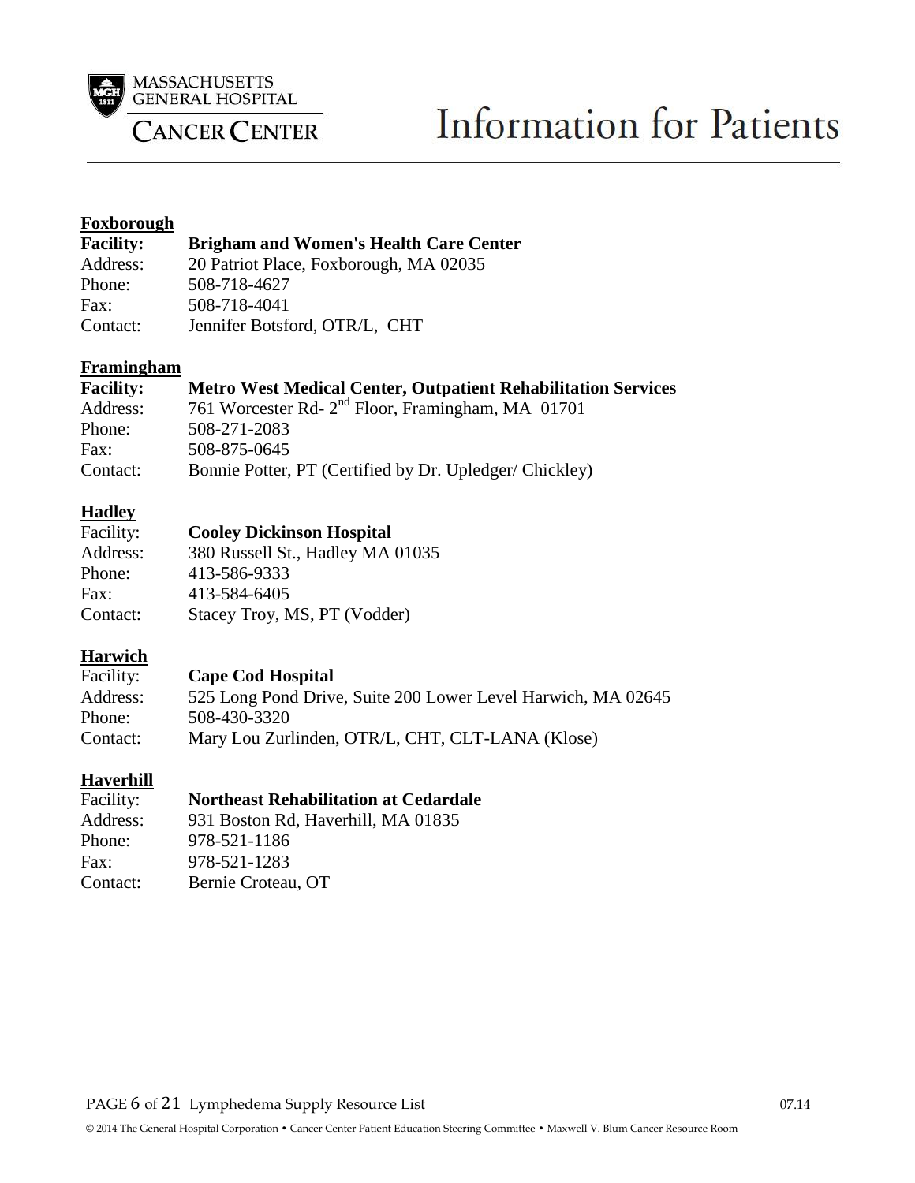**Foxborough**

**Facility:** **Brigham and Women's Health Care Center**
Address: 20 Patriot Place, Foxborough, MA 02035
Phone: 508-718-4627
Fax: 508-718-4041
Contact: Jennifer Botsford, OTR/L, CHT

**Framingham**

**Facility:** **Metro West Medical Center, Outpatient Rehabilitation Services**
Address: 761 Worcester Rd- 2nd Floor, Framingham, MA 01701
Phone: 508-271-2083
Fax: 508-875-0645
Contact: Bonnie Potter, PT (Certified by Dr. Upledger/ Chickley)

**Hadley**

Facility: **Cooley Dickinson Hospital**
Address: 380 Russell St., Hadley MA 01035
Phone: 413-586-9333
Fax: 413-584-6405
Contact: Stacey Troy, MS, PT (Vodder)

**Harwich**

Facility: **Cape Cod Hospital**
Address: 525 Long Pond Drive, Suite 200 Lower Level Harwich, MA 02645
Phone: 508-430-3320
Contact: Mary Lou Zurlinden, OTR/L, CHT, CLT-LANA (Klose)

**Haverhill**

Facility: **Northeast Rehabilitation at Cedardale**
Address: 931 Boston Rd, Haverhill, MA 01835
Phone: 978-521-1186
Fax: 978-521-1283
Contact: Bernie Croteau, OT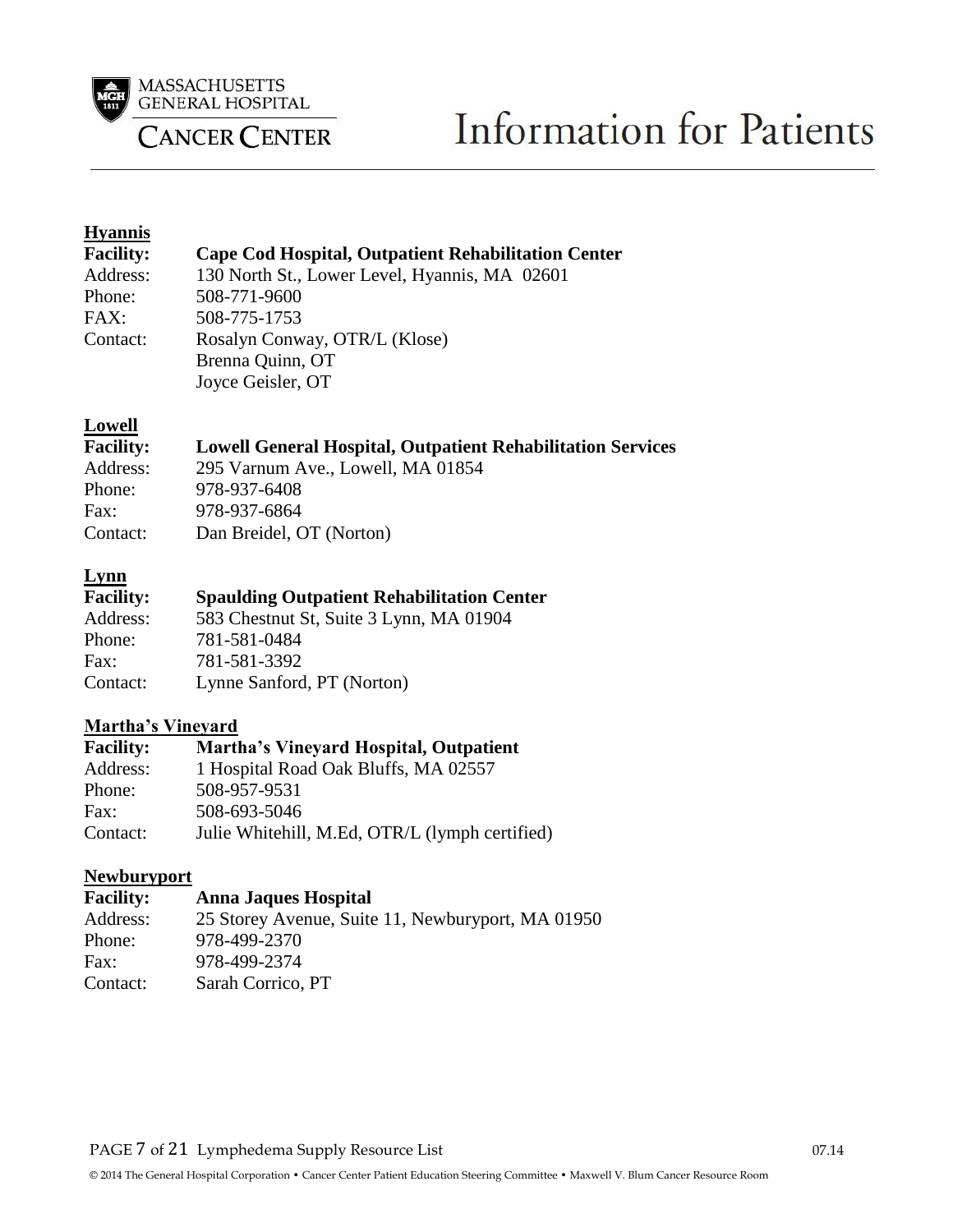**Hyannis**

**Facility:** **Cape Cod Hospital, Outpatient Rehabilitation Center**
Address: 130 North St., Lower Level, Hyannis, MA 02601
Phone: 508-771-9600
FAX: 508-775-1753
Contact: Rosalyn Conway, OTR/L (Klose)
Brenna Quinn, OT
Joyce Geisler, OT

**Lowell**

**Facility:** **Lowell General Hospital, Outpatient Rehabilitation Services**
Address: 295 Varnum Ave., Lowell, MA 01854
Phone: 978-937-6408
Fax: 978-937-6864
Contact: Dan Breidel, OT (Norton)

**Lynn**

**Facility:** **Spaulding Outpatient Rehabilitation Center**
Address: 583 Chestnut St, Suite 3 Lynn, MA 01904
Phone: 781-581-0484
Fax: 781-581-3392
Contact: Lynne Sanford, PT (Norton)

**Martha's Vineyard**

**Facility:** **Martha's Vineyard Hospital, Outpatient**
Address: 1 Hospital Road Oak Bluffs, MA 02557
Phone: 508-957-9531
Fax: 508-693-5046
Contact: Julie Whitehill, M.Ed, OTR/L (lymph certified)

**Newburyport**

**Facility:** **Anna Jaques Hospital**
Address: 25 Storey Avenue, Suite 11, Newburyport, MA 01950
Phone: 978-499-2370
Fax: 978-499-2374
Contact: Sarah Corrico, PT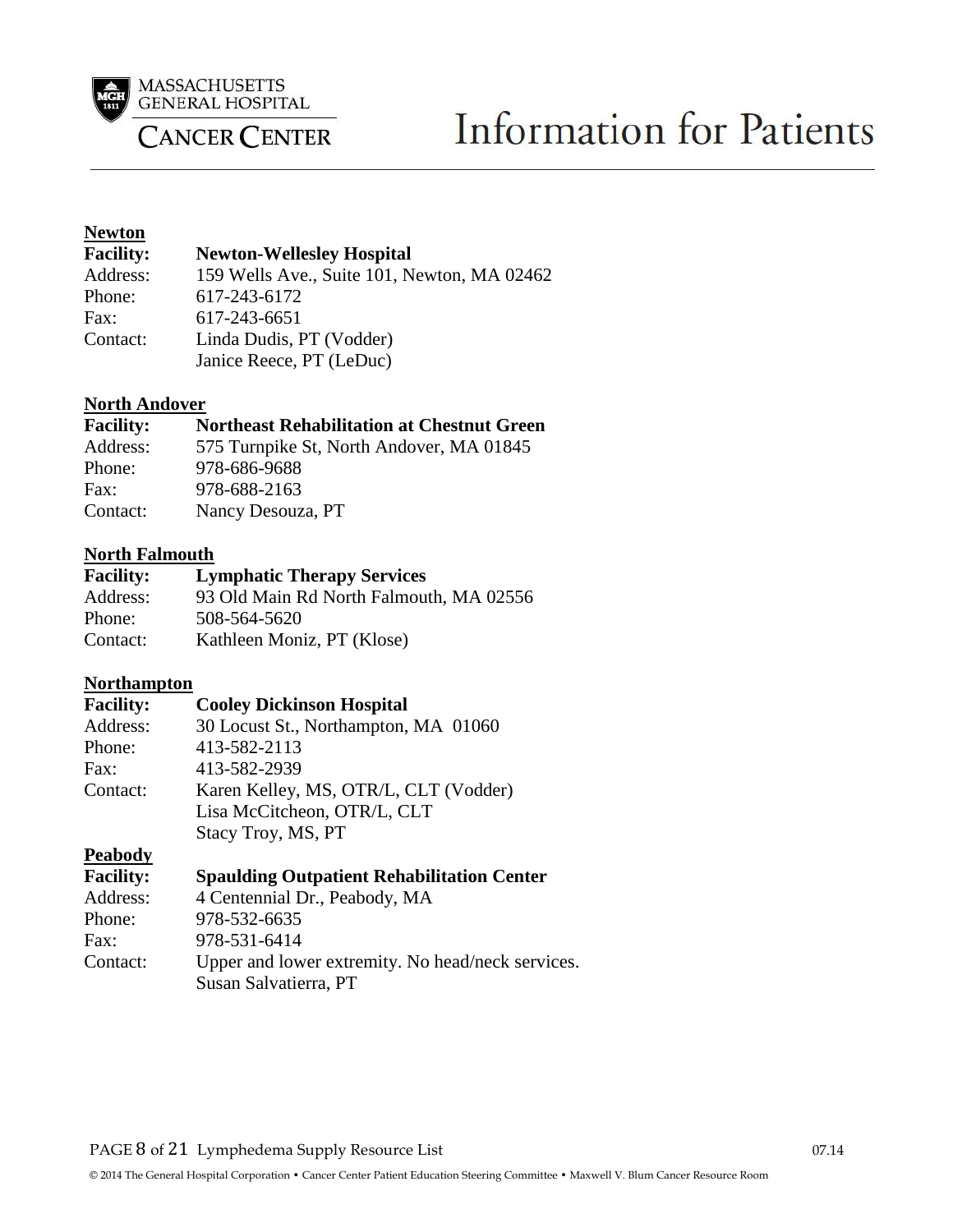**Newton**

**Facility:** **Newton-Wellesley Hospital**
Address: 159 Wells Ave., Suite 101, Newton, MA 02462
Phone: 617-243-6172
Fax: 617-243-6651
Contact: Linda Dudis, PT (Vodder)
Janice Reece, PT (LeDuc)

**North Andover**

**Facility:** **Northeast Rehabilitation at Chestnut Green**
Address: 575 Turnpike St, North Andover, MA 01845
Phone: 978-686-9688
Fax: 978-688-2163
Contact: Nancy Desouza, PT

**North Falmouth**

**Facility:** **Lymphatic Therapy Services**
Address: 93 Old Main Rd North Falmouth, MA 02556
Phone: 508-564-5620
Contact: Kathleen Moniz, PT (Klose)

**Northampton**

**Facility:** **Cooley Dickinson Hospital**
Address: 30 Locust St., Northampton, MA 01060
Phone: 413-582-2113
Fax: 413-582-2939
Contact: Karen Kelley, MS, OTR/L, CLT (Vodder)
Lisa McCitcheon, OTR/L, CLT
Stacy Troy, MS, PT

**Peabody**

**Facility:** **Spaulding Outpatient Rehabilitation Center**
Address: 4 Centennial Dr., Peabody, MA
Phone: 978-532-6635
Fax: 978-531-6414
Contact: Upper and lower extremity. No head/neck services.
Susan Salvatierra, PT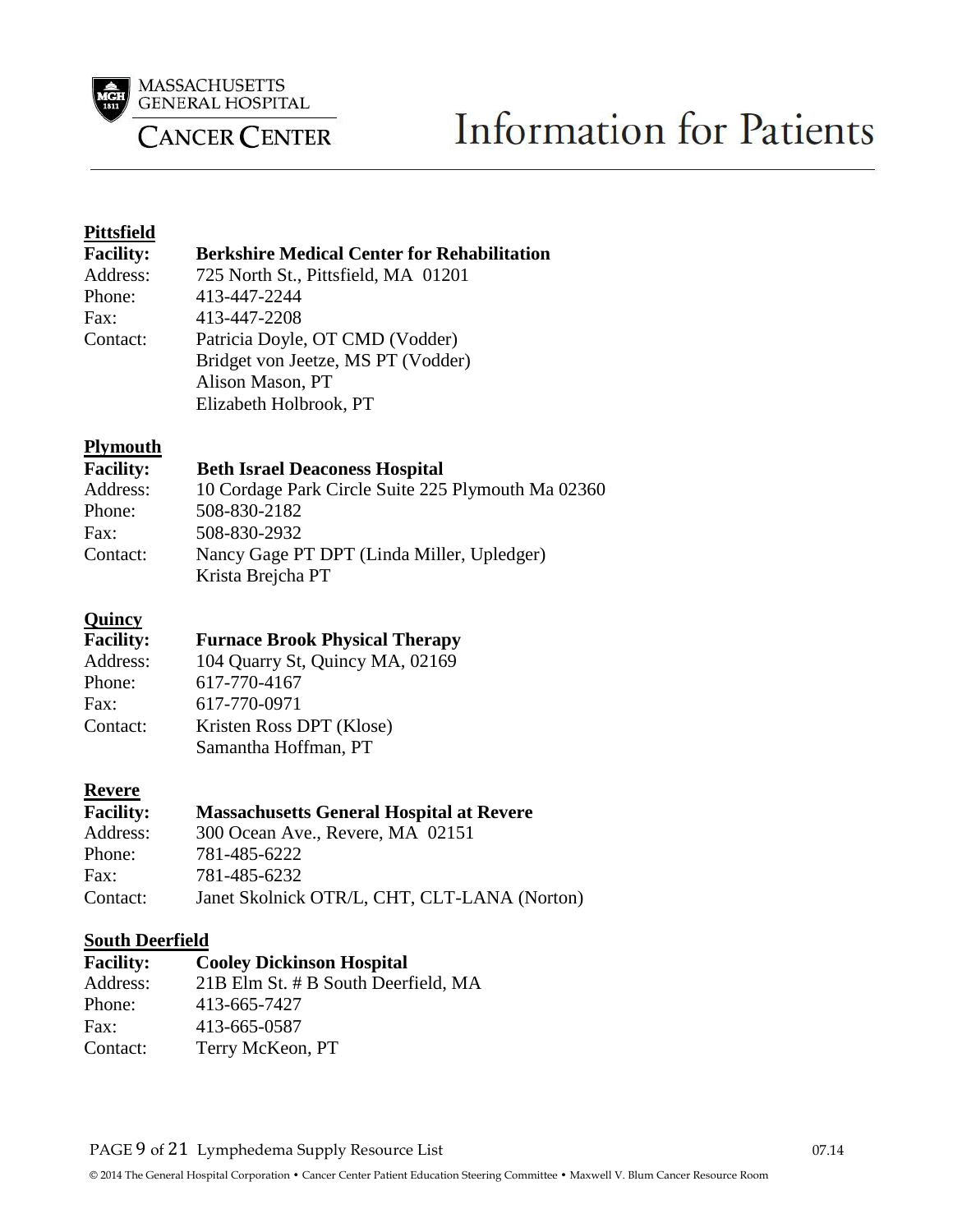**Pittsfield**

**Facility:** **Berkshire Medical Center for Rehabilitation**
Address: 725 North St., Pittsfield, MA 01201
Phone: 413-447-2244
Fax: 413-447-2208
Contact: Patricia Doyle, OT CMD (Vodder)
Bridget von Jeetze, MS PT (Vodder)
Alison Mason, PT
Elizabeth Holbrook, PT

**Plymouth**

**Facility:** **Beth Israel Deaconess Hospital**
Address: 10 Cordage Park Circle Suite 225 Plymouth Ma 02360
Phone: 508-830-2182
Fax: 508-830-2932
Contact: Nancy Gage PT DPT (Linda Miller, Upledger)
Krista Brejcha PT

**Quincy**

**Facility:** **Furnace Brook Physical Therapy**
Address: 104 Quarry St, Quincy MA, 02169
Phone: 617-770-4167
Fax: 617-770-0971
Contact: Kristen Ross DPT (Klose)
Samantha Hoffman, PT

**Revere**

**Facility:** **Massachusetts General Hospital at Revere**
Address: 300 Ocean Ave., Revere, MA 02151
Phone: 781-485-6222
Fax: 781-485-6232
Contact: Janet Skolnick OTR/L, CHT, CLT-LANA (Norton)

**South Deerfield**

**Facility:** **Cooley Dickinson Hospital**
Address: 21B Elm St. # B South Deerfield, MA
Phone: 413-665-7427
Fax: 413-665-0587
Contact: Terry McKeon, PT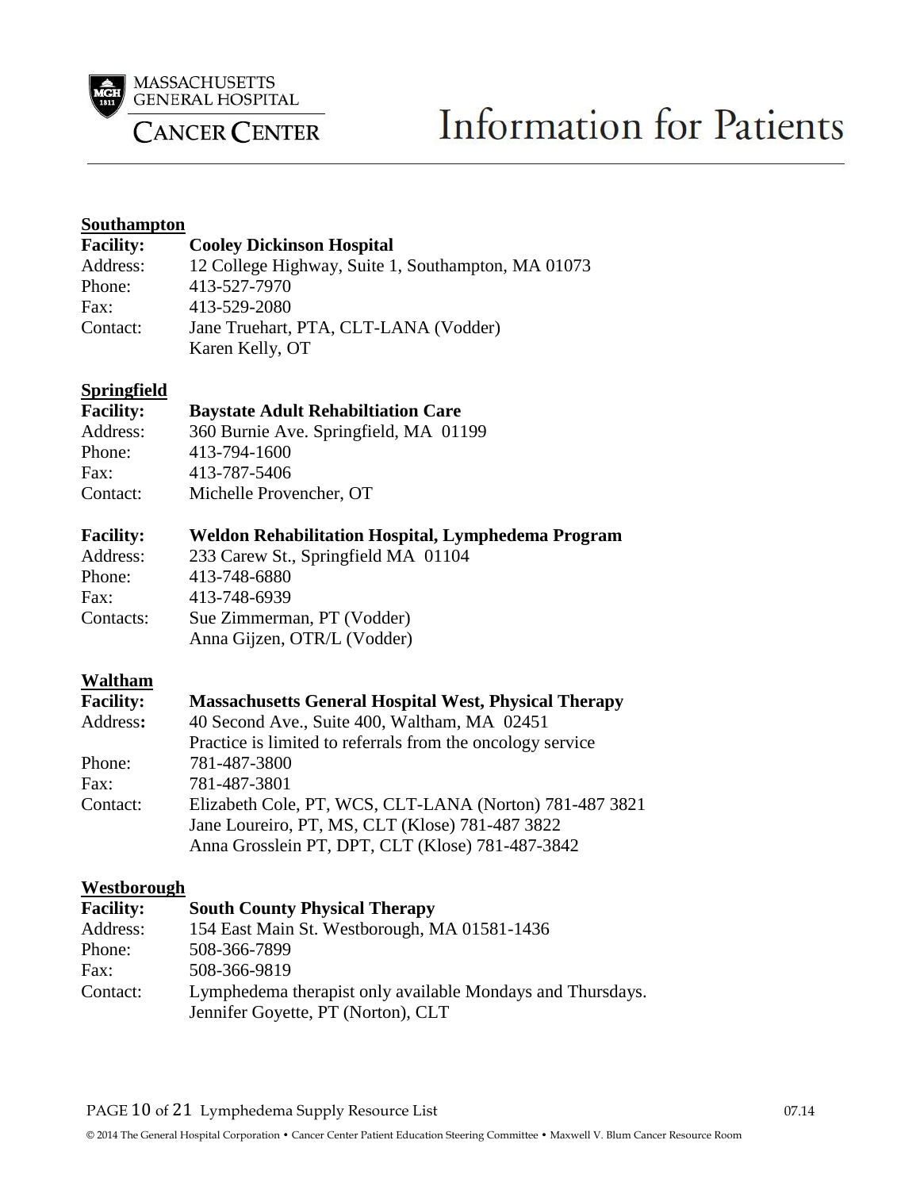**Southampton**

**Facility:** **Cooley Dickinson Hospital**
Address: 12 College Highway, Suite 1, Southampton, MA 01073
Phone: 413-527-7970
Fax: 413-529-2080
Contact: Jane Truehart, PTA, CLT-LANA (Vodder)
Karen Kelly, OT

**Springfield**

**Facility:** **Baystate Adult Rehabiltiation Care**
Address: 360 Burnie Ave. Springfield, MA 01199
Phone: 413-794-1600
Fax: 413-787-5406
Contact: Michelle Provencher, OT

**Facility:** **Weldon Rehabilitation Hospital, Lymphedema Program**
Address: 233 Carew St., Springfield MA 01104
Phone: 413-748-6880
Fax: 413-748-6939
Contacts: Sue Zimmerman, PT (Vodder)
Anna Gijzen, OTR/L (Vodder)

**Waltham**

**Facility:** **Massachusetts General Hospital West, Physical Therapy**
Address**:** 40 Second Ave., Suite 400, Waltham, MA 02451
Practice is limited to referrals from the oncology service
Phone: 781-487-3800
Fax: 781-487-3801
Contact: Elizabeth Cole, PT, WCS, CLT-LANA (Norton) 781-487 3821
Jane Loureiro, PT, MS, CLT (Klose) 781-487 3822
Anna Grosslein PT, DPT, CLT (Klose) 781-487-3842

**Westborough**

**Facility:** **South County Physical Therapy**
Address: 154 East Main St. Westborough, MA 01581-1436
Phone: 508-366-7899
Fax: 508-366-9819
Contact: Lymphedema therapist only available Mondays and Thursdays.
Jennifer Goyette, PT (Norton), CLT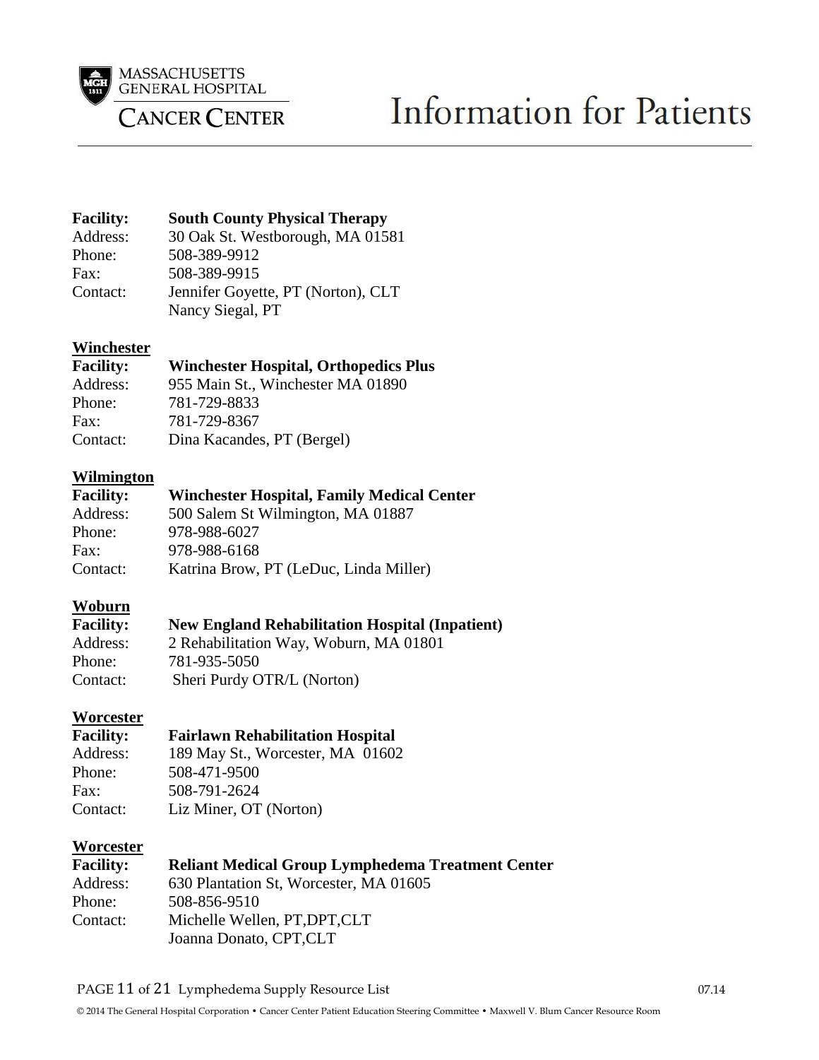**Facility:** **South County Physical Therapy**
Address: 30 Oak St. Westborough, MA 01581
Phone: 508-389-9912
Fax: 508-389-9915
Contact: Jennifer Goyette, PT (Norton), CLT
Nancy Siegal, PT

**Winchester**

**Facility:** **Winchester Hospital, Orthopedics Plus**
Address: 955 Main St., Winchester MA 01890
Phone: 781-729-8833
Fax: 781-729-8367
Contact: Dina Kacandes, PT (Bergel)

**Wilmington**

**Facility:** **Winchester Hospital, Family Medical Center**
Address: 500 Salem St Wilmington, MA 01887
Phone: 978-988-6027
Fax: 978-988-6168
Contact: Katrina Brow, PT (LeDuc, Linda Miller)

**Woburn**

**Facility:** **New England Rehabilitation Hospital (Inpatient)**
Address: 2 Rehabilitation Way, Woburn, MA 01801
Phone: 781-935-5050
Contact: Sheri Purdy OTR/L (Norton)

**Worcester**

**Facility:** **Fairlawn Rehabilitation Hospital**
Address: 189 May St., Worcester, MA 01602
Phone: 508-471-9500
Fax: 508-791-2624
Contact: Liz Miner, OT (Norton)

**Worcester**

**Facility:** **Reliant Medical Group Lymphedema Treatment Center**
Address: 630 Plantation St, Worcester, MA 01605
Phone: 508-856-9510
Contact: Michelle Wellen, PT,DPT,CLT
Joanna Donato, CPT,CLT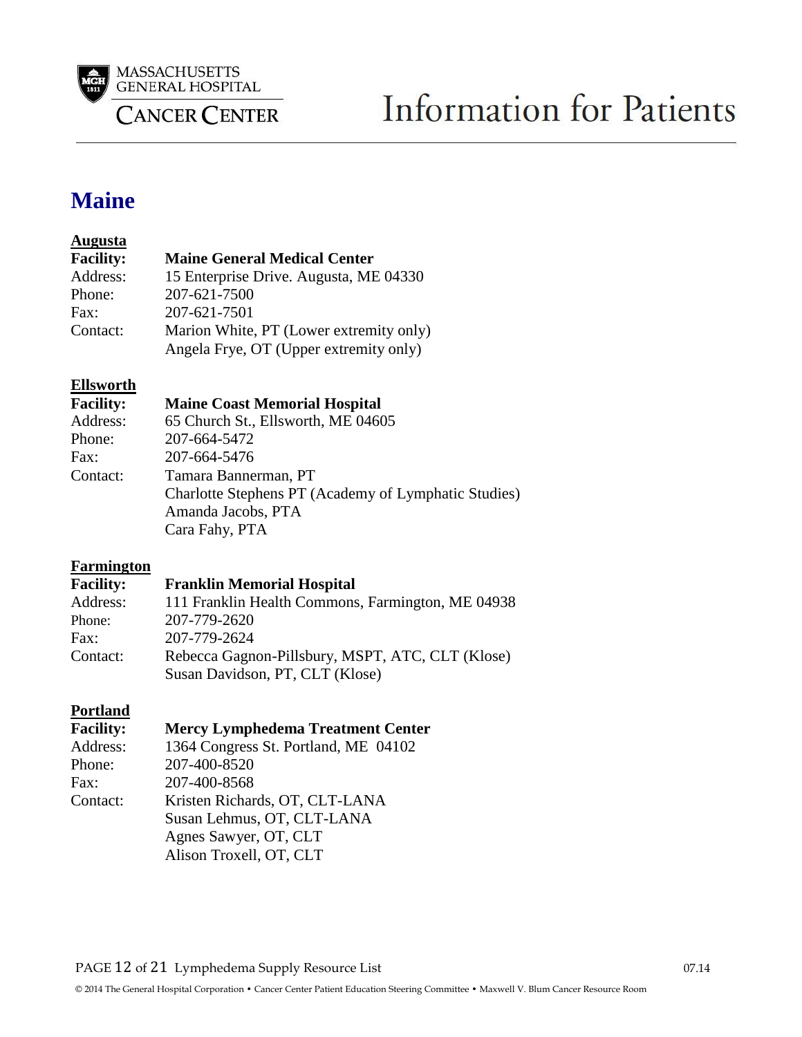## Maine

**Augusta**

**Facility:** **Maine General Medical Center**
Address: 15 Enterprise Drive. Augusta, ME 04330
Phone: 207-621-7500
Fax: 207-621-7501
Contact: Marion White, PT (Lower extremity only)
Angela Frye, OT (Upper extremity only)

**Ellsworth**

**Facility:** **Maine Coast Memorial Hospital**
Address: 65 Church St., Ellsworth, ME 04605
Phone: 207-664-5472
Fax: 207-664-5476
Contact: Tamara Bannerman, PT
Charlotte Stephens PT (Academy of Lymphatic Studies)
Amanda Jacobs, PTA
Cara Fahy, PTA

**Farmington**

**Facility:** **Franklin Memorial Hospital**
Address: 111 Franklin Health Commons, Farmington, ME 04938
Phone: 207-779-2620
Fax: 207-779-2624
Contact: Rebecca Gagnon-Pillsbury, MSPT, ATC, CLT (Klose)
Susan Davidson, PT, CLT (Klose)

**Portland**

**Facility:** **Mercy Lymphedema Treatment Center**
Address: 1364 Congress St. Portland, ME 04102
Phone: 207-400-8520
Fax: 207-400-8568
Contact: Kristen Richards, OT, CLT-LANA
Susan Lehmus, OT, CLT-LANA
Agnes Sawyer, OT, CLT
Alison Troxell, OT, CLT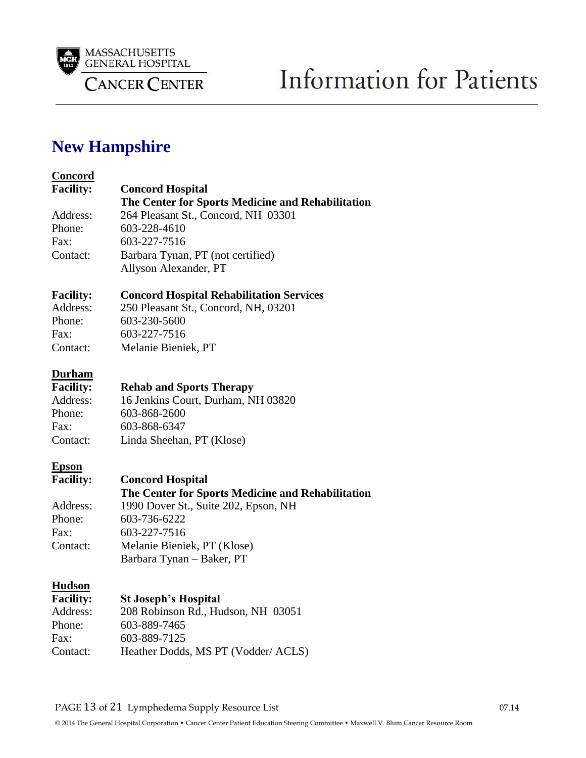## New Hampshire

### Concord

**Facility:** **Concord Hospital**
**The Center for Sports Medicine and Rehabilitation**
Address: 264 Pleasant St., Concord, NH 03301
Phone: 603-228-4610
Fax: 603-227-7516
Contact: Barbara Tynan, PT (not certified)
Allyson Alexander, PT

**Facility:** **Concord Hospital Rehabilitation Services**
Address: 250 Pleasant St., Concord, NH, 03201
Phone: 603-230-5600
Fax: 603-227-7516
Contact: Melanie Bieniek, PT

### Durham

**Facility:** **Rehab and Sports Therapy**
Address: 16 Jenkins Court, Durham, NH 03820
Phone: 603-868-2600
Fax: 603-868-6347
Contact: Linda Sheehan, PT (Klose)

### Epson

**Facility:** **Concord Hospital**
**The Center for Sports Medicine and Rehabilitation**
Address: 1990 Dover St., Suite 202, Epson, NH
Phone: 603-736-6222
Fax: 603-227-7516
Contact: Melanie Bieniek, PT (Klose)
Barbara Tynan – Baker, PT

### Hudson

**Facility:** **St Joseph's Hospital**
Address: 208 Robinson Rd., Hudson, NH 03051
Phone: 603-889-7465
Fax: 603-889-7125
Contact: Heather Dodds, MS PT (Vodder/ ACLS)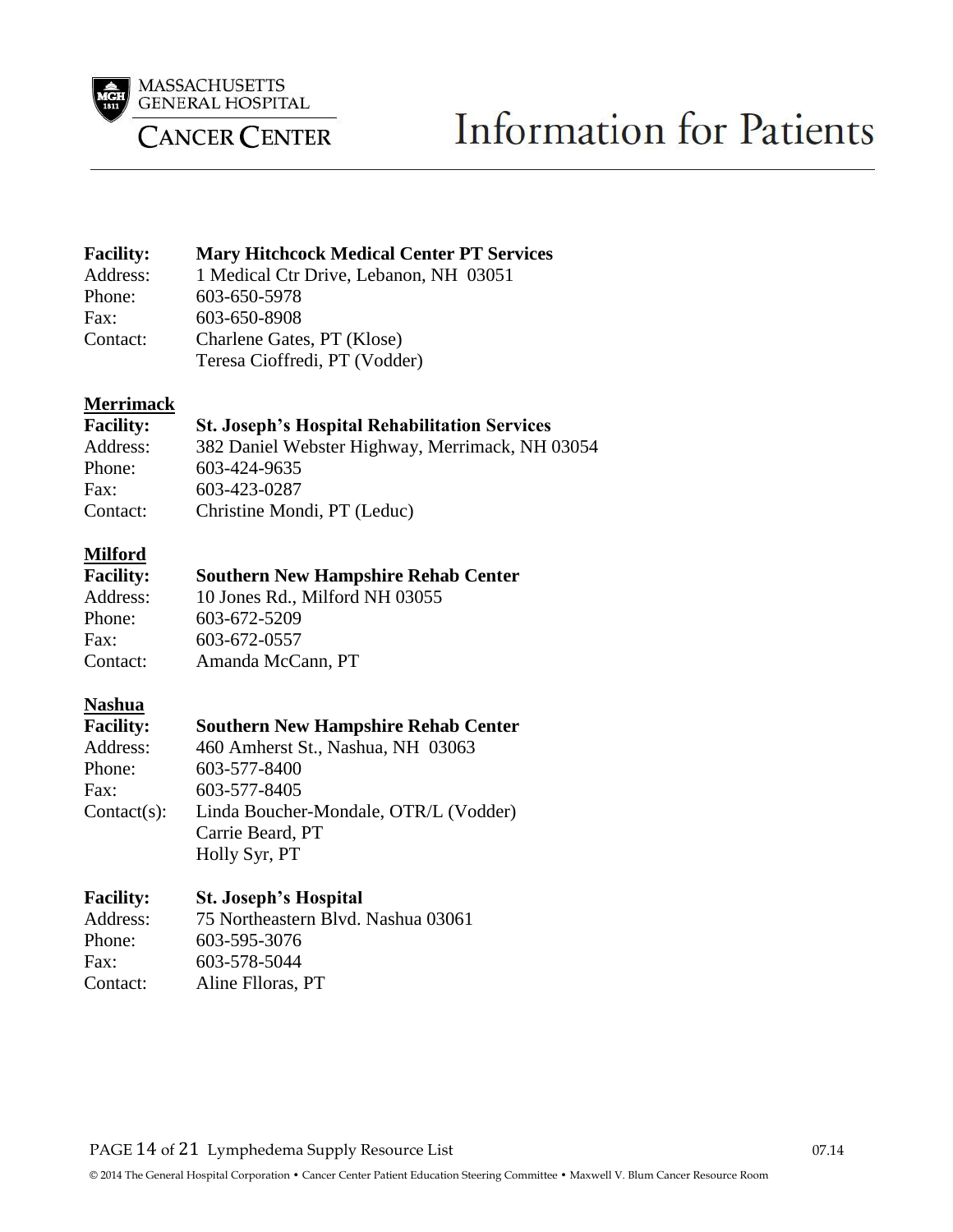**Facility:** **Mary Hitchcock Medical Center PT Services**
Address: 1 Medical Ctr Drive, Lebanon, NH 03051
Phone: 603-650-5978
Fax: 603-650-8908
Contact: Charlene Gates, PT (Klose)
Teresa Cioffredi, PT (Vodder)

**Merrimack**

**Facility:** **St. Joseph's Hospital Rehabilitation Services**
Address: 382 Daniel Webster Highway, Merrimack, NH 03054
Phone: 603-424-9635
Fax: 603-423-0287
Contact: Christine Mondi, PT (Leduc)

**Milford**

**Facility:** **Southern New Hampshire Rehab Center**
Address: 10 Jones Rd., Milford NH 03055
Phone: 603-672-5209
Fax: 603-672-0557
Contact: Amanda McCann, PT

**Nashua**

**Facility:** **Southern New Hampshire Rehab Center**
Address: 460 Amherst St., Nashua, NH 03063
Phone: 603-577-8400
Fax: 603-577-8405
Contact(s): Linda Boucher-Mondale, OTR/L (Vodder)
Carrie Beard, PT
Holly Syr, PT

**Facility:** **St. Joseph's Hospital**
Address: 75 Northeastern Blvd. Nashua 03061
Phone: 603-595-3076
Fax: 603-578-5044
Contact: Aline Flloras, PT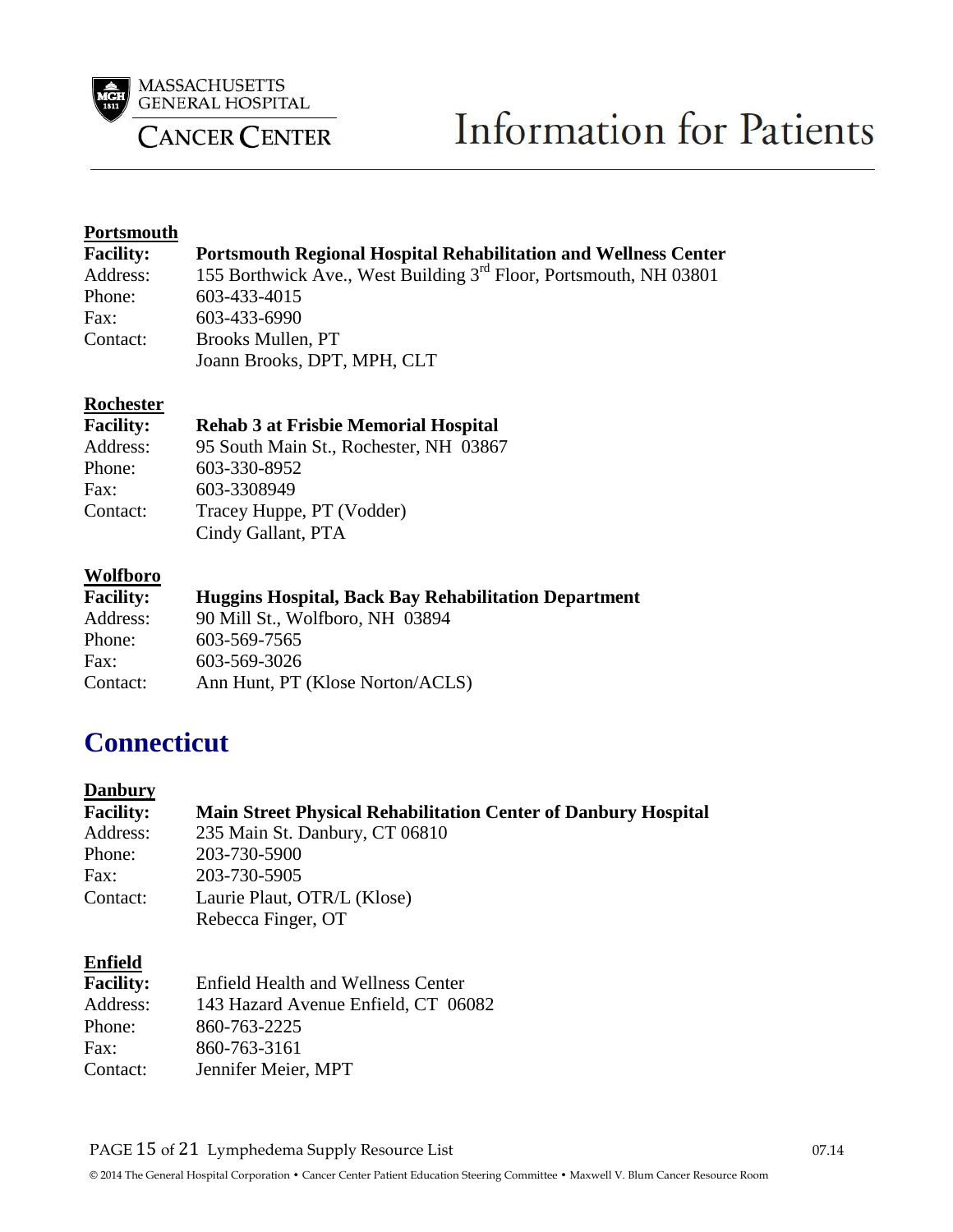**Portsmouth**

**Facility:** **Portsmouth Regional Hospital Rehabilitation and Wellness Center**
Address: 155 Borthwick Ave., West Building 3rd Floor, Portsmouth, NH 03801
Phone: 603-433-4015
Fax: 603-433-6990
Contact: Brooks Mullen, PT
Joann Brooks, DPT, MPH, CLT

**Rochester**

**Facility:** **Rehab 3 at Frisbie Memorial Hospital**
Address: 95 South Main St., Rochester, NH 03867
Phone: 603-330-8952
Fax: 603-3308949
Contact: Tracey Huppe, PT (Vodder)
Cindy Gallant, PTA

**Wolfboro**

**Facility:** **Huggins Hospital, Back Bay Rehabilitation Department**
Address: 90 Mill St., Wolfboro, NH 03894
Phone: 603-569-7565
Fax: 603-569-3026
Contact: Ann Hunt, PT (Klose Norton/ACLS)

# Connecticut

**Danbury**

**Facility:** **Main Street Physical Rehabilitation Center of Danbury Hospital**
Address: 235 Main St. Danbury, CT 06810
Phone: 203-730-5900
Fax: 203-730-5905
Contact: Laurie Plaut, OTR/L (Klose)
Rebecca Finger, OT

**Enfield**

**Facility:** Enfield Health and Wellness Center
Address: 143 Hazard Avenue Enfield, CT 06082
Phone: 860-763-2225
Fax: 860-763-3161
Contact: Jennifer Meier, MPT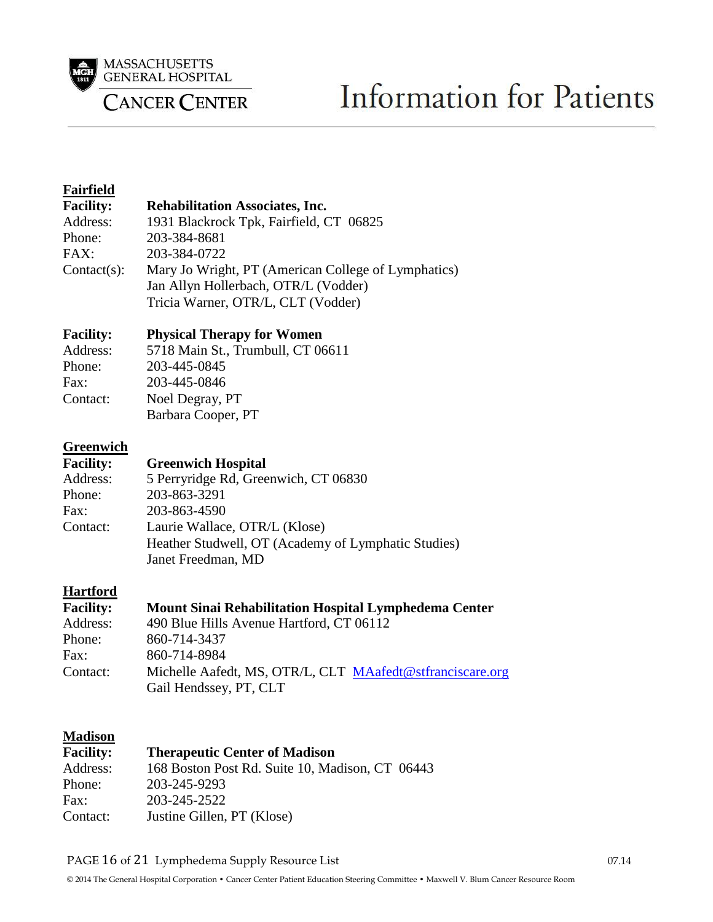**Fairfield**

**Facility:** **Rehabilitation Associates, Inc.**
Address: 1931 Blackrock Tpk, Fairfield, CT 06825
Phone: 203-384-8681
FAX: 203-384-0722
Contact(s): Mary Jo Wright, PT (American College of Lymphatics)
Jan Allyn Hollerbach, OTR/L (Vodder)
Tricia Warner, OTR/L, CLT (Vodder)

**Facility:** **Physical Therapy for Women**
Address: 5718 Main St., Trumbull, CT 06611
Phone: 203-445-0845
Fax: 203-445-0846
Contact: Noel Degray, PT
Barbara Cooper, PT

**Greenwich**

**Facility:** **Greenwich Hospital**
Address: 5 Perryridge Rd, Greenwich, CT 06830
Phone: 203-863-3291
Fax: 203-863-4590
Contact: Laurie Wallace, OTR/L (Klose)
Heather Studwell, OT (Academy of Lymphatic Studies)
Janet Freedman, MD

**Hartford**

**Facility:** **Mount Sinai Rehabilitation Hospital Lymphedema Center**
Address: 490 Blue Hills Avenue Hartford, CT 06112
Phone: 860-714-3437
Fax: 860-714-8984
Contact: Michelle Aafedt, MS, OTR/L, CLT MAafedt@stfranciscare.org
Gail Hendssey, PT, CLT

**Madison**

**Facility:** **Therapeutic Center of Madison**
Address: 168 Boston Post Rd. Suite 10, Madison, CT 06443
Phone: 203-245-9293
Fax: 203-245-2522
Contact: Justine Gillen, PT (Klose)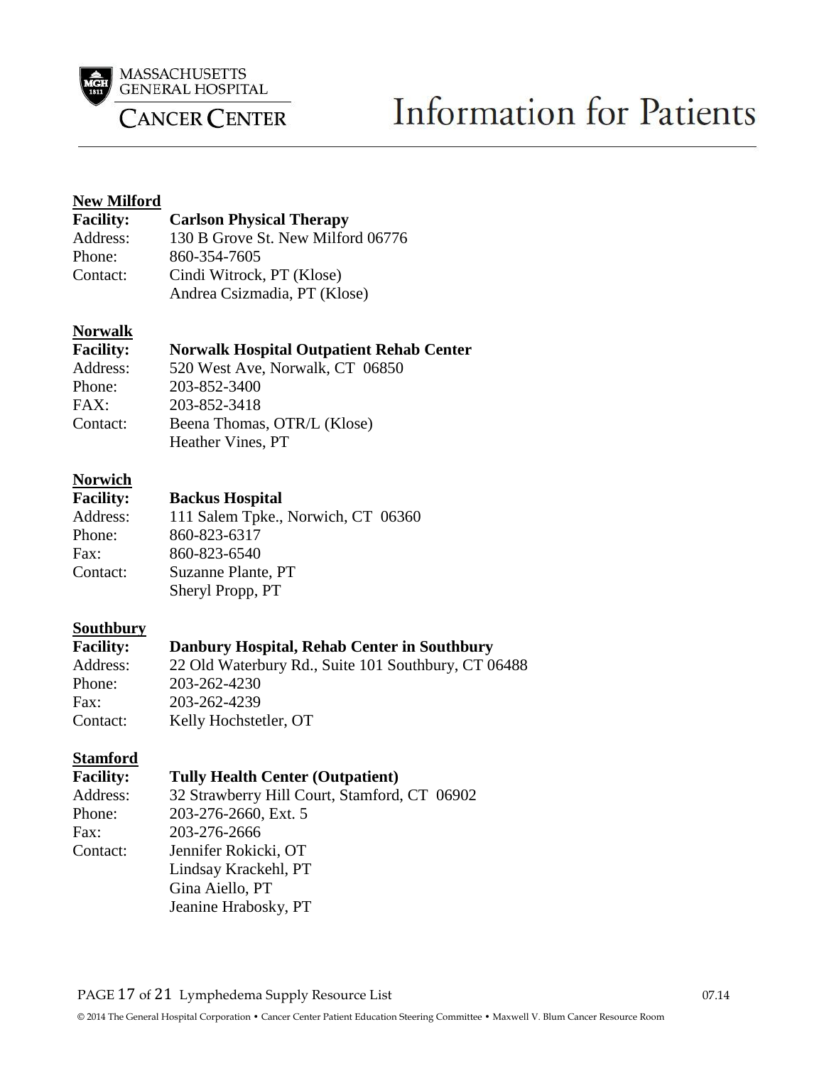**New Milford**

**Facility:** **Carlson Physical Therapy**
Address: 130 B Grove St. New Milford 06776
Phone: 860-354-7605
Contact: Cindi Witrock, PT (Klose)
Andrea Csizmadia, PT (Klose)

**Norwalk**

**Facility:** **Norwalk Hospital Outpatient Rehab Center**
Address: 520 West Ave, Norwalk, CT 06850
Phone: 203-852-3400
FAX: 203-852-3418
Contact: Beena Thomas, OTR/L (Klose)
Heather Vines, PT

**Norwich**

**Facility:** **Backus Hospital**
Address: 111 Salem Tpke., Norwich, CT 06360
Phone: 860-823-6317
Fax: 860-823-6540
Contact: Suzanne Plante, PT
Sheryl Propp, PT

**Southbury**

**Facility:** **Danbury Hospital, Rehab Center in Southbury**
Address: 22 Old Waterbury Rd., Suite 101 Southbury, CT 06488
Phone: 203-262-4230
Fax: 203-262-4239
Contact: Kelly Hochstetler, OT

**Stamford**

**Facility:** **Tully Health Center (Outpatient)**
Address: 32 Strawberry Hill Court, Stamford, CT 06902
Phone: 203-276-2660, Ext. 5
Fax: 203-276-2666
Contact: Jennifer Rokicki, OT
Lindsay Krackehl, PT
Gina Aiello, PT
Jeanine Hrabosky, PT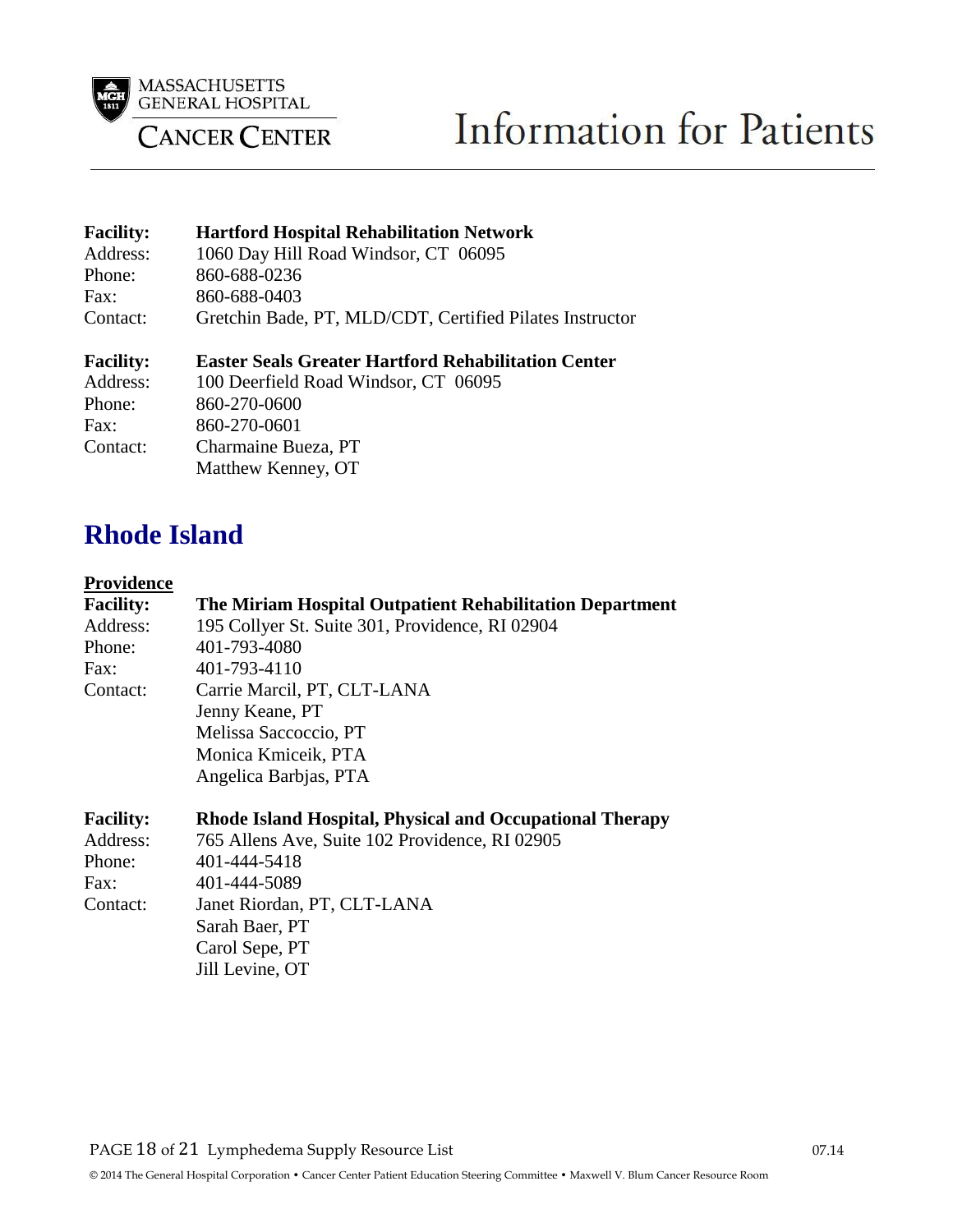**Facility:** **Hartford Hospital Rehabilitation Network**
Address: 1060 Day Hill Road Windsor, CT 06095
Phone: 860-688-0236
Fax: 860-688-0403
Contact: Gretchin Bade, PT, MLD/CDT, Certified Pilates Instructor

**Facility:** **Easter Seals Greater Hartford Rehabilitation Center**
Address: 100 Deerfield Road Windsor, CT 06095
Phone: 860-270-0600
Fax: 860-270-0601
Contact: Charmaine Bueza, PT
Matthew Kenney, OT

## Rhode Island

**Providence**

**Facility:** **The Miriam Hospital Outpatient Rehabilitation Department**
Address: 195 Collyer St. Suite 301, Providence, RI 02904
Phone: 401-793-4080
Fax: 401-793-4110
Contact: Carrie Marcil, PT, CLT-LANA
Jenny Keane, PT
Melissa Saccoccio, PT
Monica Kmiceik, PTA
Angelica Barbjas, PTA

**Facility:** **Rhode Island Hospital, Physical and Occupational Therapy**
Address: 765 Allens Ave, Suite 102 Providence, RI 02905
Phone: 401-444-5418
Fax: 401-444-5089
Contact: Janet Riordan, PT, CLT-LANA
Sarah Baer, PT
Carol Sepe, PT
Jill Levine, OT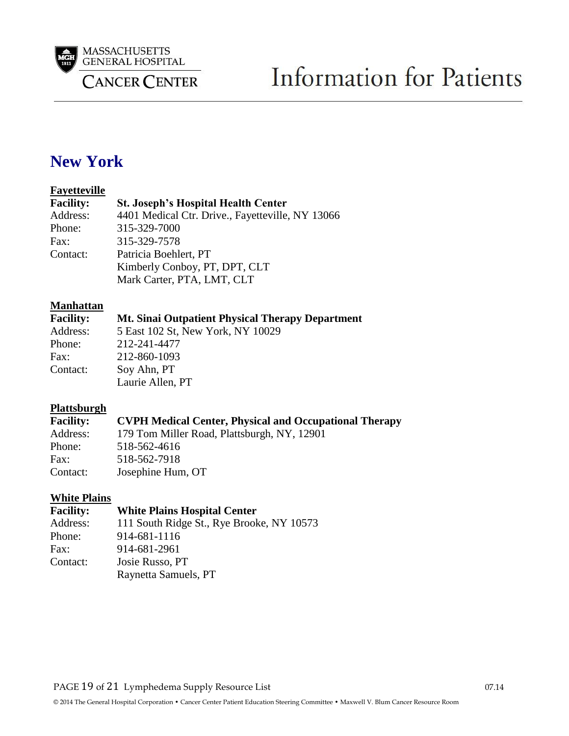## New York

**Fayetteville**

**Facility:** **St. Joseph's Hospital Health Center**
Address: 4401 Medical Ctr. Drive., Fayetteville, NY 13066
Phone: 315-329-7000
Fax: 315-329-7578
Contact: Patricia Boehlert, PT
Kimberly Conboy, PT, DPT, CLT
Mark Carter, PTA, LMT, CLT

**Manhattan**

**Facility:** **Mt. Sinai Outpatient Physical Therapy Department**
Address: 5 East 102 St, New York, NY 10029
Phone: 212-241-4477
Fax: 212-860-1093
Contact: Soy Ahn, PT
Laurie Allen, PT

**Plattsburgh**

**Facility:** **CVPH Medical Center, Physical and Occupational Therapy**
Address: 179 Tom Miller Road, Plattsburgh, NY, 12901
Phone: 518-562-4616
Fax: 518-562-7918
Contact: Josephine Hum, OT

**White Plains**

**Facility:** **White Plains Hospital Center**
Address: 111 South Ridge St., Rye Brooke, NY 10573
Phone: 914-681-1116
Fax: 914-681-2961
Contact: Josie Russo, PT
Raynetta Samuels, PT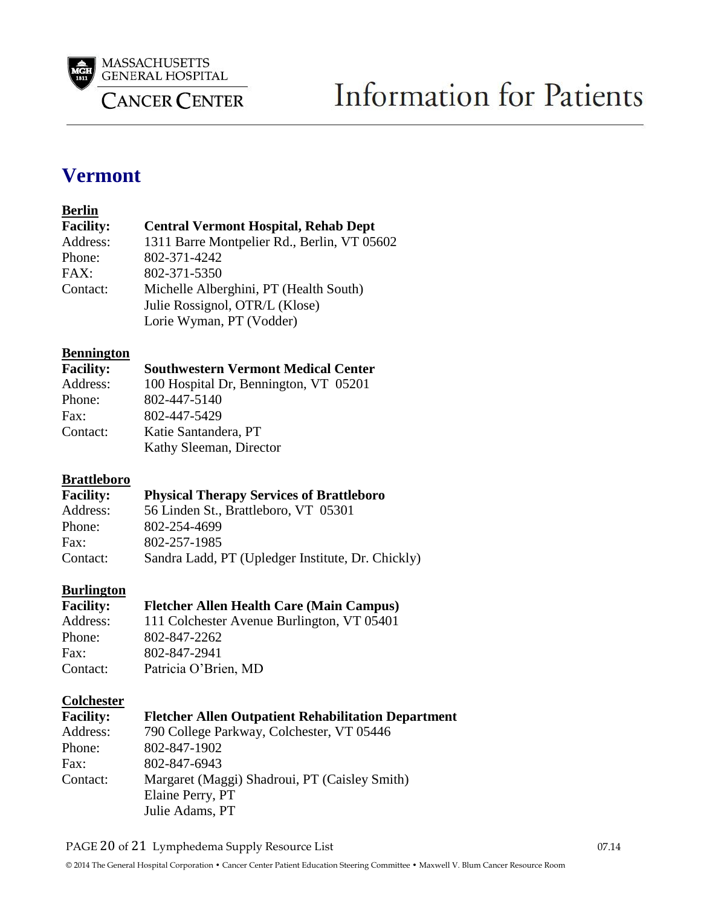## Vermont

**Berlin**

**Facility:** **Central Vermont Hospital, Rehab Dept**
Address: 1311 Barre Montpelier Rd., Berlin, VT 05602
Phone: 802-371-4242
FAX: 802-371-5350
Contact: Michelle Alberghini, PT (Health South)
Julie Rossignol, OTR/L (Klose)
Lorie Wyman, PT (Vodder)

**Bennington**

**Facility:** **Southwestern Vermont Medical Center**
Address: 100 Hospital Dr, Bennington, VT 05201
Phone: 802-447-5140
Fax: 802-447-5429
Contact: Katie Santandera, PT
Kathy Sleeman, Director

**Brattleboro**

**Facility:** **Physical Therapy Services of Brattleboro**
Address: 56 Linden St., Brattleboro, VT 05301
Phone: 802-254-4699
Fax: 802-257-1985
Contact: Sandra Ladd, PT (Upledger Institute, Dr. Chickly)

**Burlington**

**Facility:** **Fletcher Allen Health Care (Main Campus)**
Address: 111 Colchester Avenue Burlington, VT 05401
Phone: 802-847-2262
Fax: 802-847-2941
Contact: Patricia O'Brien, MD

**Colchester**

**Facility:** **Fletcher Allen Outpatient Rehabilitation Department**
Address: 790 College Parkway, Colchester, VT 05446
Phone: 802-847-1902
Fax: 802-847-6943
Contact: Margaret (Maggi) Shadroui, PT (Caisley Smith)
Elaine Perry, PT
Julie Adams, PT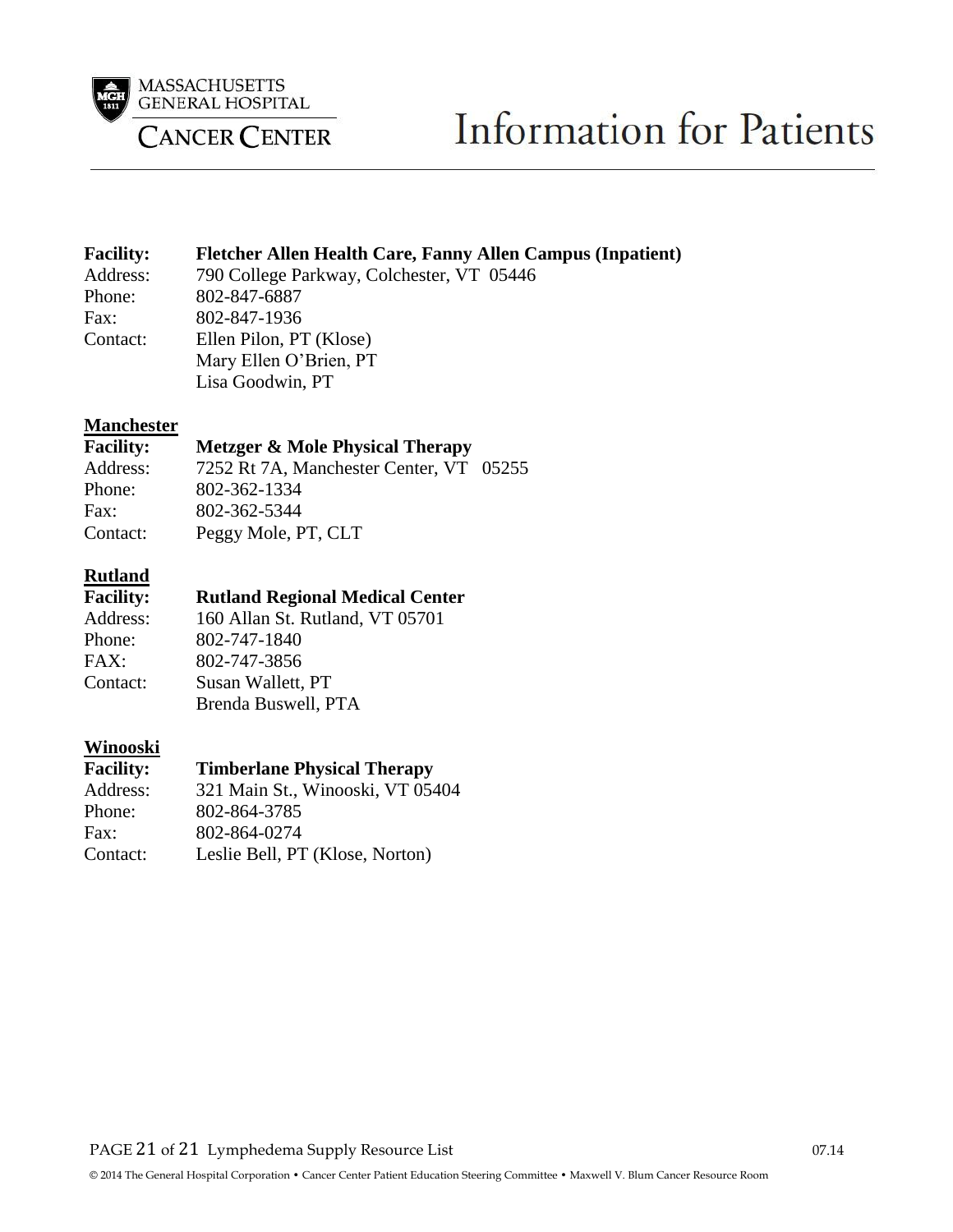**Facility:** **Fletcher Allen Health Care, Fanny Allen Campus (Inpatient)**
Address: 790 College Parkway, Colchester, VT 05446
Phone: 802-847-6887
Fax: 802-847-1936
Contact: Ellen Pilon, PT (Klose)
Mary Ellen O'Brien, PT
Lisa Goodwin, PT

**Manchester**

**Facility:** **Metzger & Mole Physical Therapy**
Address: 7252 Rt 7A, Manchester Center, VT 05255
Phone: 802-362-1334
Fax: 802-362-5344
Contact: Peggy Mole, PT, CLT

**Rutland**

**Facility:** **Rutland Regional Medical Center**
Address: 160 Allan St. Rutland, VT 05701
Phone: 802-747-1840
FAX: 802-747-3856
Contact: Susan Wallett, PT
Brenda Buswell, PTA

**Winooski**

**Facility:** **Timberlane Physical Therapy**
Address: 321 Main St., Winooski, VT 05404
Phone: 802-864-3785
Fax: 802-864-0274
Contact: Leslie Bell, PT (Klose, Norton)